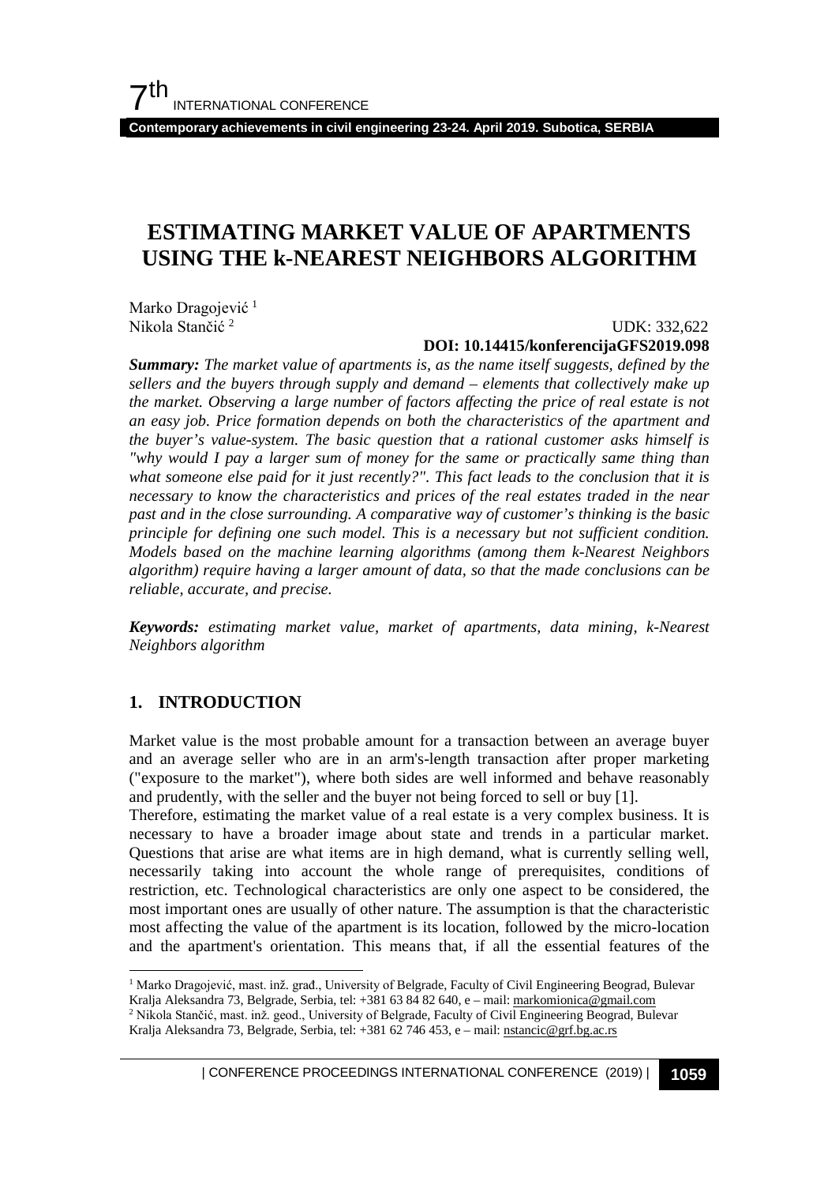# ESTIMATING MARKET VALUE OF APARTMENTS USING THE k-NEAREST NEIGHBORS ALGORITHM

Marko Dragojević [1]
Nikola Stančić [2]

UDK: 332,622
**DOI: 10.14415/konferencijaGFS2019.098**

***Summary:*** *The market value of apartments is, as the name itself suggests, defined by the sellers and the buyers through supply and demand – elements that collectively make up the market. Observing a large number of factors affecting the price of real estate is not an easy job. Price formation depends on both the characteristics of the apartment and the buyer's value-system. The basic question that a rational customer asks himself is "why would I pay a larger sum of money for the same or practically same thing than what someone else paid for it just recently?". This fact leads to the conclusion that it is necessary to know the characteristics and prices of the real estates traded in the near past and in the close surrounding. A comparative way of customer's thinking is the basic principle for defining one such model. This is a necessary but not sufficient condition. Models based on the machine learning algorithms (among them k-Nearest Neighbors algorithm) require having a larger amount of data, so that the made conclusions can be reliable, accurate, and precise.*

***Keywords:*** *estimating market value, market of apartments, data mining, k-Nearest Neighbors algorithm*

## 1. INTRODUCTION

Market value is the most probable amount for a transaction between an average buyer and an average seller who are in an arm's-length transaction after proper marketing ("exposure to the market"), where both sides are well informed and behave reasonably and prudently, with the seller and the buyer not being forced to sell or buy [1].

Therefore, estimating the market value of a real estate is a very complex business. It is necessary to have a broader image about state and trends in a particular market. Questions that arise are what items are in high demand, what is currently selling well, necessarily taking into account the whole range of prerequisites, conditions of restriction, etc. Technological characteristics are only one aspect to be considered, the most important ones are usually of other nature. The assumption is that the characteristic most affecting the value of the apartment is its location, followed by the micro-location and the apartment's orientation. This means that, if all the essential features of the

---

[1] Marko Dragojević, mast. inž. građ., University of Belgrade, Faculty of Civil Engineering Beograd, Bulevar Kralja Aleksandra 73, Belgrade, Serbia, tel: +381 63 84 82 640, e – mail: markomionica@gmail.com

[2] Nikola Stančić, mast. inž. geod., University of Belgrade, Faculty of Civil Engineering Beograd, Bulevar Kralja Aleksandra 73, Belgrade, Serbia, tel: +381 62 746 453, e – mail: nstancic@grf.bg.ac.rs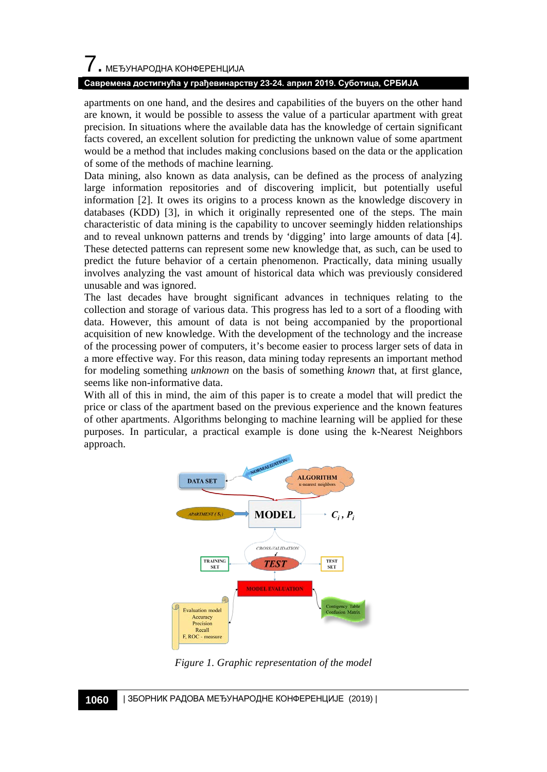apartments on one hand, and the desires and capabilities of the buyers on the other hand are known, it would be possible to assess the value of a particular apartment with great precision. In situations where the available data has the knowledge of certain significant facts covered, an excellent solution for predicting the unknown value of some apartment would be a method that includes making conclusions based on the data or the application of some of the methods of machine learning.

Data mining, also known as data analysis, can be defined as the process of analyzing large information repositories and of discovering implicit, but potentially useful information [2]. It owes its origins to a process known as the knowledge discovery in databases (KDD) [3], in which it originally represented one of the steps. The main characteristic of data mining is the capability to uncover seemingly hidden relationships and to reveal unknown patterns and trends by 'digging' into large amounts of data [4]. These detected patterns can represent some new knowledge that, as such, can be used to predict the future behavior of a certain phenomenon. Practically, data mining usually involves analyzing the vast amount of historical data which was previously considered unusable and was ignored.

The last decades have brought significant advances in techniques relating to the collection and storage of various data. This progress has led to a sort of a flooding with data. However, this amount of data is not being accompanied by the proportional acquisition of new knowledge. With the development of the technology and the increase of the processing power of computers, it's become easier to process larger sets of data in a more effective way. For this reason, data mining today represents an important method for modeling something *unknown* on the basis of something *known* that, at first glance, seems like non-informative data.

With all of this in mind, the aim of this paper is to create a model that will predict the price or class of the apartment based on the previous experience and the known features of other apartments. Algorithms belonging to machine learning will be applied for these purposes. In particular, a practical example is done using the k-Nearest Neighbors approach.

*Figure 1. Graphic representation of the model*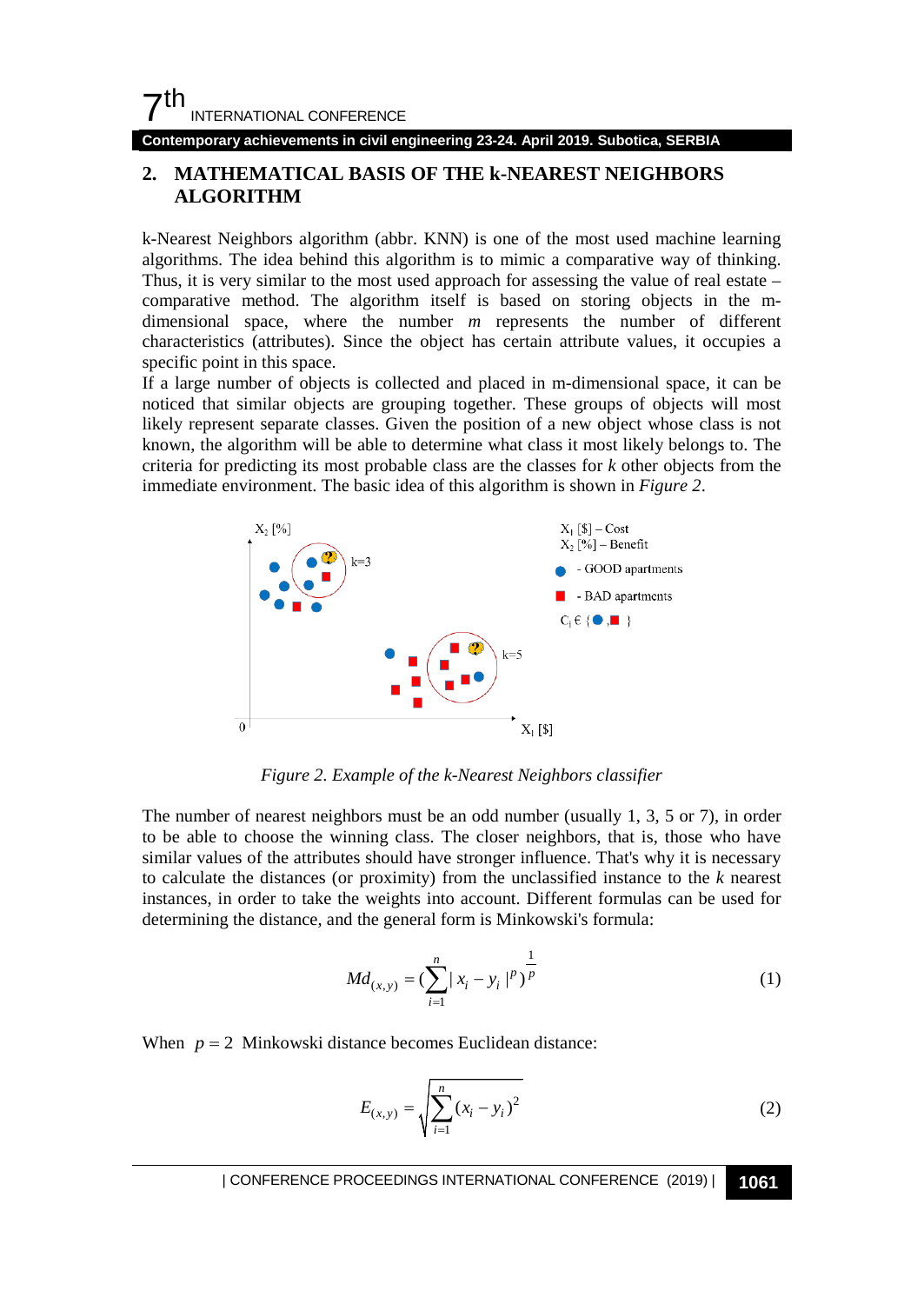## 2. MATHEMATICAL BASIS OF THE k-NEAREST NEIGHBORS ALGORITHM

k-Nearest Neighbors algorithm (abbr. KNN) is one of the most used machine learning algorithms. The idea behind this algorithm is to mimic a comparative way of thinking. Thus, it is very similar to the most used approach for assessing the value of real estate – comparative method. The algorithm itself is based on storing objects in the m-dimensional space, where the number *m* represents the number of different characteristics (attributes). Since the object has certain attribute values, it occupies a specific point in this space.

If a large number of objects is collected and placed in m-dimensional space, it can be noticed that similar objects are grouping together. These groups of objects will most likely represent separate classes. Given the position of a new object whose class is not known, the algorithm will be able to determine what class it most likely belongs to. The criteria for predicting its most probable class are the classes for *k* other objects from the immediate environment. The basic idea of this algorithm is shown in *Figure 2*.

*Figure 2. Example of the k-Nearest Neighbors classifier*

The number of nearest neighbors must be an odd number (usually 1, 3, 5 or 7), in order to be able to choose the winning class. The closer neighbors, that is, those who have similar values of the attributes should have stronger influence. That's why it is necessary to calculate the distances (or proximity) from the unclassified instance to the *k* nearest instances, in order to take the weights into account. Different formulas can be used for determining the distance, and the general form is Minkowski's formula:

$$Md_{(x,y)} = \left(\sum_{i=1}^{n} |x_i - y_i|^p\right)^{\frac{1}{p}} \tag{1}$$

When $p = 2$ Minkowski distance becomes Euclidean distance:

$$E_{(x,y)} = \sqrt{\sum_{i=1}^{n} (x_i - y_i)^2} \tag{2}$$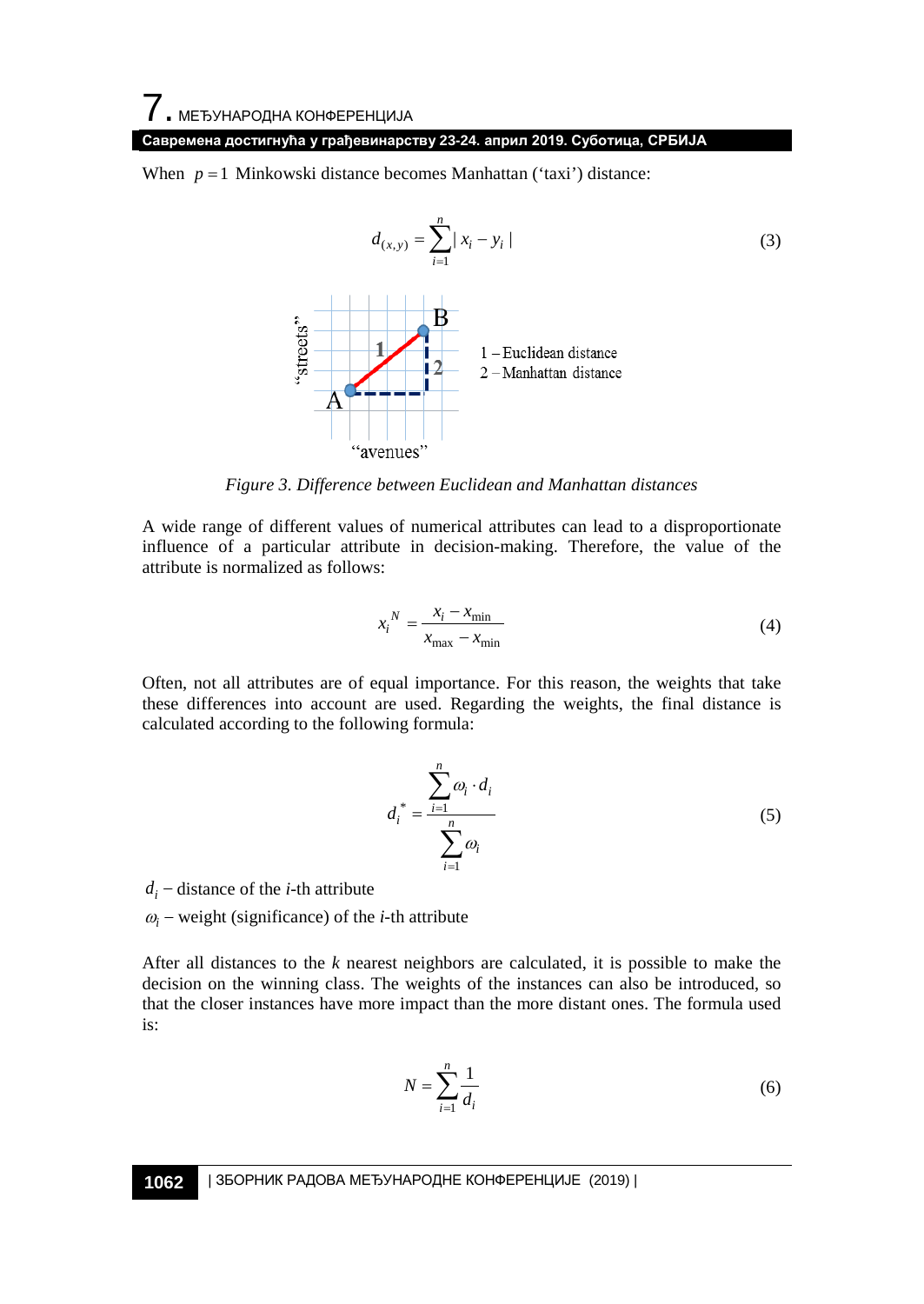When $p = 1$ Minkowski distance becomes Manhattan ('taxi') distance:

$$d_{(x,y)} = \sum_{i=1}^{n} | x_i - y_i | \tag{3}$$

*Figure 3. Difference between Euclidean and Manhattan distances*

A wide range of different values of numerical attributes can lead to a disproportionate influence of a particular attribute in decision-making. Therefore, the value of the attribute is normalized as follows:

$$x_i^N = \frac{x_i - x_{\min}}{x_{\max} - x_{\min}} \tag{4}$$

Often, not all attributes are of equal importance. For this reason, the weights that take these differences into account are used. Regarding the weights, the final distance is calculated according to the following formula:

$$d_i^* = \frac{\sum_{i=1}^{n} \omega_i \cdot d_i}{\sum_{i=1}^{n} \omega_i} \tag{5}$$

$d_i$ − distance of the *i*-th attribute

$\omega_i$ − weight (significance) of the *i*-th attribute

After all distances to the *k* nearest neighbors are calculated, it is possible to make the decision on the winning class. The weights of the instances can also be introduced, so that the closer instances have more impact than the more distant ones. The formula used is:

$$N = \sum_{i=1}^{n} \frac{1}{d_i} \tag{6}$$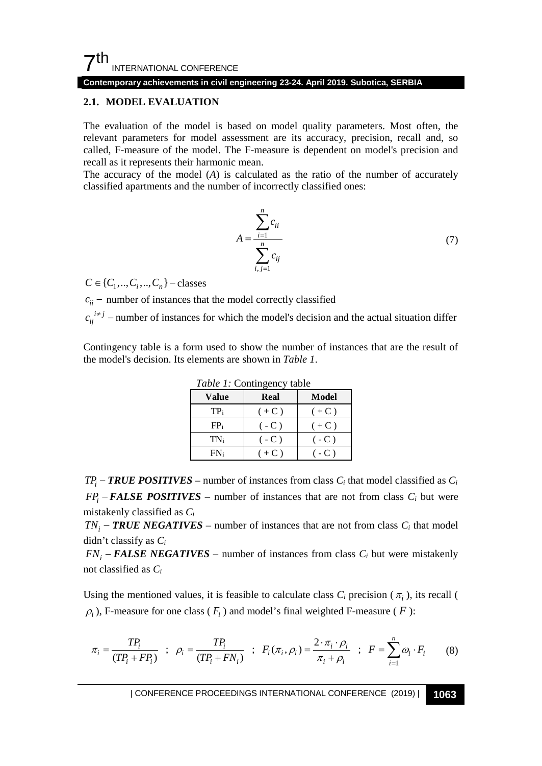### 2.1. MODEL EVALUATION

The evaluation of the model is based on model quality parameters. Most often, the relevant parameters for model assessment are its accuracy, precision, recall and, so called, F-measure of the model. The F-measure is dependent on model's precision and recall as it represents their harmonic mean.

The accuracy of the model (*A*) is calculated as the ratio of the number of accurately classified apartments and the number of incorrectly classified ones:

$$A = \frac{\sum_{i=1}^{n} c_{ii}}{\sum_{i,j=1}^{n} c_{ij}} \tag{7}$$

$C \in \{C_1, .., C_i, .., C_n\}$ – classes

$c_{ii}$ – number of instances that the model correctly classified

$c_{ij}^{\,i \neq j}$ – number of instances for which the model's decision and the actual situation differ

Contingency table is a form used to show the number of instances that are the result of the model's decision. Its elements are shown in *Table 1*.

*Table 1:* Contingency table

| Value | Real | Model |
|---|---|---|
| $TP_i$ | ( + C ) | ( + C ) |
| $FP_i$ | ( - C ) | ( + C ) |
| $TN_i$ | ( - C ) | ( - C ) |
| $FN_i$ | ( + C ) | ( - C ) |

$TP_i$ – ***TRUE POSITIVES*** – number of instances from class $C_i$ that model classified as $C_i$

$FP_i$ – ***FALSE POSITIVES*** – number of instances that are not from class $C_i$ but were mistakenly classified as $C_i$

$TN_i$ – ***TRUE NEGATIVES*** – number of instances that are not from class $C_i$ that model didn't classify as $C_i$

$FN_i$ – ***FALSE NEGATIVES*** – number of instances from class $C_i$ but were mistakenly not classified as $C_i$

Using the mentioned values, it is feasible to calculate class $C_i$ precision ($\pi_i$), its recall ($\rho_i$), F-measure for one class ($F_i$) and model's final weighted F-measure ($F$):

$$\pi_i = \frac{TP_i}{(TP_i + FP_i)} \quad ; \quad \rho_i = \frac{TP_i}{(TP_i + FN_i)} \quad ; \quad F_i(\pi_i, \rho_i) = \frac{2 \cdot \pi_i \cdot \rho_i}{\pi_i + \rho_i} \quad ; \quad F = \sum_{i=1}^{n} \omega_i \cdot F_i \tag{8}$$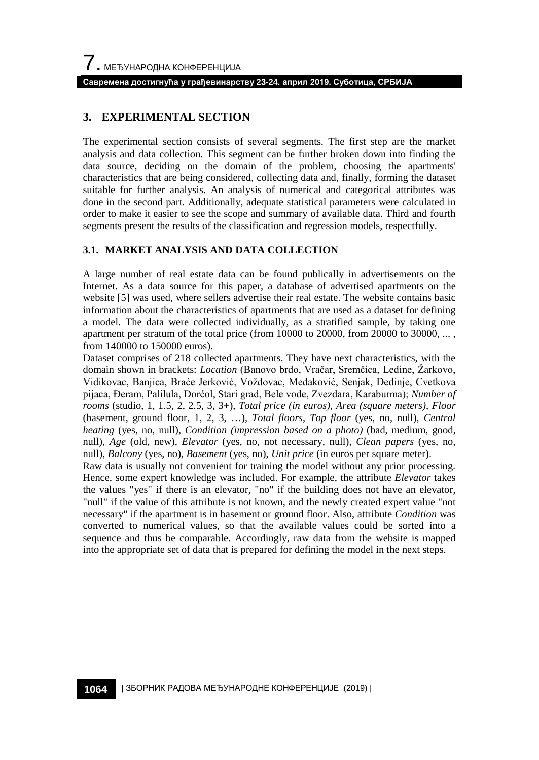## 3. EXPERIMENTAL SECTION

The experimental section consists of several segments. The first step are the market analysis and data collection. This segment can be further broken down into finding the data source, deciding on the domain of the problem, choosing the apartments' characteristics that are being considered, collecting data and, finally, forming the dataset suitable for further analysis. An analysis of numerical and categorical attributes was done in the second part. Additionally, adequate statistical parameters were calculated in order to make it easier to see the scope and summary of available data. Third and fourth segments present the results of the classification and regression models, respectfully.

### 3.1. MARKET ANALYSIS AND DATA COLLECTION

A large number of real estate data can be found publically in advertisements on the Internet. As a data source for this paper, a database of advertised apartments on the website [5] was used, where sellers advertise their real estate. The website contains basic information about the characteristics of apartments that are used as a dataset for defining a model. The data were collected individually, as a stratified sample, by taking one apartment per stratum of the total price (from 10000 to 20000, from 20000 to 30000, ... , from 140000 to 150000 euros).

Dataset comprises of 218 collected apartments. They have next characteristics, with the domain shown in brackets: *Location* (Banovo brdo, Vračar, Sremčica, Ledine, Žarkovo, Vidikovac, Banjica, Braće Jerković, Voždovac, Medaković, Senjak, Dedinje, Cvetkova pijaca, Đeram, Palilula, Dorćol, Stari grad, Bele vode, Zvezdara, Karaburma); *Number of rooms* (studio, 1, 1.5, 2, 2.5, 3, 3+), *Total price (in euros)*, *Area (square meters)*, *Floor* (basement, ground floor, 1, 2, 3, …), *Total floors*, *Top floor* (yes, no, null), *Central heating* (yes, no, null), *Condition (impression based on a photo)* (bad, medium, good, null), *Age* (old, new), *Elevator* (yes, no, not necessary, null), *Clean papers* (yes, no, null), *Balcony* (yes, no), *Basement* (yes, no), *Unit price* (in euros per square meter).

Raw data is usually not convenient for training the model without any prior processing. Hence, some expert knowledge was included. For example, the attribute *Elevator* takes the values "yes" if there is an elevator, "no" if the building does not have an elevator, "null" if the value of this attribute is not known, and the newly created expert value "not necessary" if the apartment is in basement or ground floor. Also, attribute *Condition* was converted to numerical values, so that the available values could be sorted into a sequence and thus be comparable. Accordingly, raw data from the website is mapped into the appropriate set of data that is prepared for defining the model in the next steps.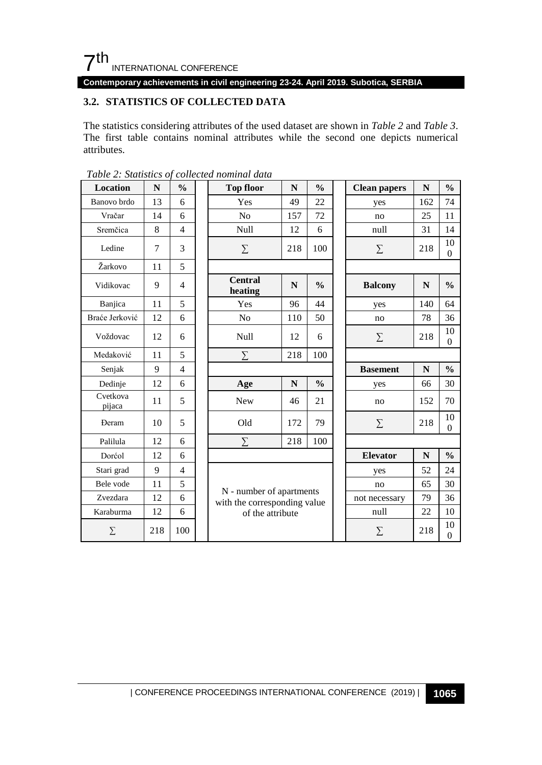### 3.2. STATISTICS OF COLLECTED DATA

The statistics considering attributes of the used dataset are shown in *Table 2* and *Table 3*. The first table contains nominal attributes while the second one depicts numerical attributes.

*Table 2: Statistics of collected nominal data*

| Location | N | % |
|---|---|---|
| Banovo brdo | 13 | 6 |
| Vračar | 14 | 6 |
| Sremčica | 8 | 4 |
| Ledine | 7 | 3 |
| Žarkovo | 11 | 5 |
| Vidikovac | 9 | 4 |
| Banjica | 11 | 5 |
| Braće Jerković | 12 | 6 |
| Voždovac | 12 | 6 |
| Medaković | 11 | 5 |
| Senjak | 9 | 4 |
| Dedinje | 12 | 6 |
| Cvetkova pijaca | 11 | 5 |
| Đeram | 10 | 5 |
| Palilula | 12 | 6 |
| Dorćol | 12 | 6 |
| Stari grad | 9 | 4 |
| Bele vode | 11 | 5 |
| Zvezdara | 12 | 6 |
| Karaburma | 12 | 6 |
| ∑ | 218 | 100 |

| Top floor | N | % |
|---|---|---|
| Yes | 49 | 22 |
| No | 157 | 72 |
| Null | 12 | 6 |
| ∑ | 218 | 100 |

| Central heating | N | % |
|---|---|---|
| Yes | 96 | 44 |
| No | 110 | 50 |
| Null | 12 | 6 |
| ∑ | 218 | 100 |

| Age | N | % |
|---|---|---|
| New | 46 | 21 |
| Old | 172 | 79 |
| ∑ | 218 | 100 |

N - number of apartments with the corresponding value of the attribute

| Clean papers | N | % |
|---|---|---|
| yes | 162 | 74 |
| no | 25 | 11 |
| null | 31 | 14 |
| ∑ | 218 | 100 |

| Balcony | N | % |
|---|---|---|
| yes | 140 | 64 |
| no | 78 | 36 |
| ∑ | 218 | 100 |

| Basement | N | % |
|---|---|---|
| yes | 66 | 30 |
| no | 152 | 70 |
| ∑ | 218 | 100 |

| Elevator | N | % |
|---|---|---|
| yes | 52 | 24 |
| no | 65 | 30 |
| not necessary | 79 | 36 |
| null | 22 | 10 |
| ∑ | 218 | 100 |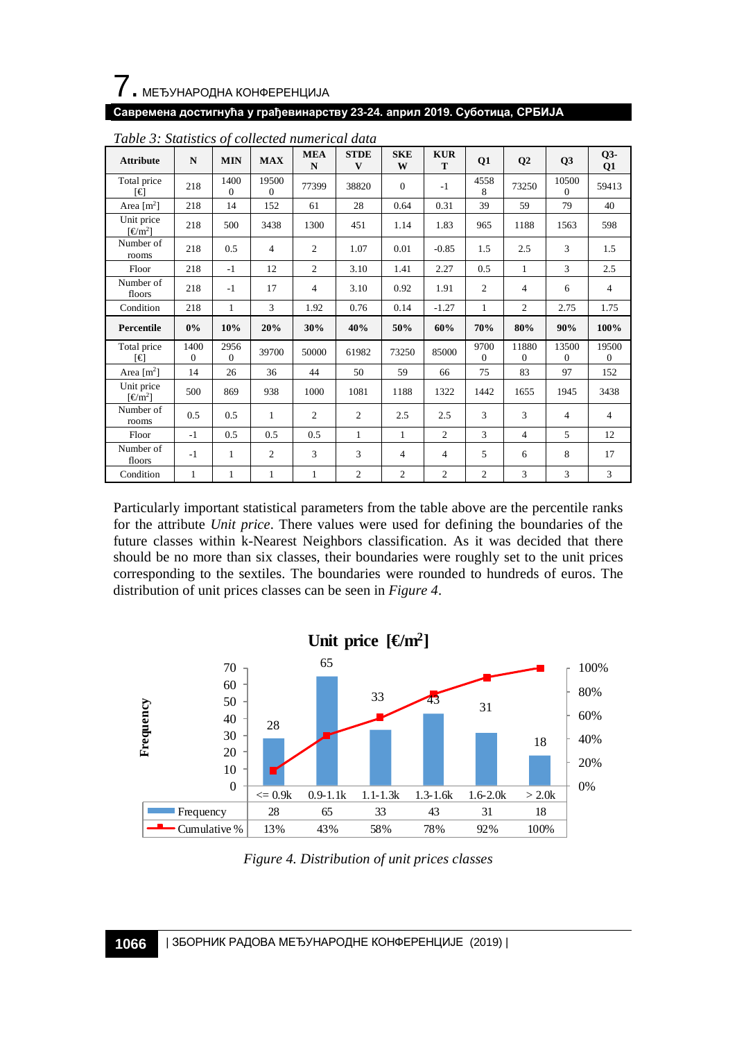Table 3: Statistics of collected numerical data

| Attribute | N | MIN | MAX | MEAN | STDEV | SKEW | KURT | Q1 | Q2 | Q3 | Q3-Q1 |
|---|---|---|---|---|---|---|---|---|---|---|---|
| Total price [€] | 218 | 14000 | 195000 | 77399 | 38820 | 0 | -1 | 45588 | 73250 | 105000 | 59413 |
| Area [m²] | 218 | 14 | 152 | 61 | 28 | 0.64 | 0.31 | 39 | 59 | 79 | 40 |
| Unit price [€/m²] | 218 | 500 | 3438 | 1300 | 451 | 1.14 | 1.83 | 965 | 1188 | 1563 | 598 |
| Number of rooms | 218 | 0.5 | 4 | 2 | 1.07 | 0.01 | -0.85 | 1.5 | 2.5 | 3 | 1.5 |
| Floor | 218 | -1 | 12 | 2 | 3.10 | 1.41 | 2.27 | 0.5 | 1 | 3 | 2.5 |
| Number of floors | 218 | -1 | 17 | 4 | 3.10 | 0.92 | 1.91 | 2 | 4 | 6 | 4 |
| Condition | 218 | 1 | 3 | 1.92 | 0.76 | 0.14 | -1.27 | 1 | 2 | 2.75 | 1.75 |
| **Percentile** | **0%** | **10%** | **20%** | **30%** | **40%** | **50%** | **60%** | **70%** | **80%** | **90%** | **100%** |
| Total price [€] | 14000 | 29560 | 39700 | 50000 | 61982 | 73250 | 85000 | 97000 | 118800 | 135000 | 195000 |
| Area [m²] | 14 | 26 | 36 | 44 | 50 | 59 | 66 | 75 | 83 | 97 | 152 |
| Unit price [€/m²] | 500 | 869 | 938 | 1000 | 1081 | 1188 | 1322 | 1442 | 1655 | 1945 | 3438 |
| Number of rooms | 0.5 | 0.5 | 1 | 2 | 2 | 2.5 | 2.5 | 3 | 3 | 4 | 4 |
| Floor | -1 | 0.5 | 0.5 | 0.5 | 1 | 1 | 2 | 3 | 4 | 5 | 12 |
| Number of floors | -1 | 1 | 2 | 3 | 3 | 4 | 4 | 5 | 6 | 8 | 17 |
| Condition | 1 | 1 | 1 | 1 | 2 | 2 | 2 | 2 | 3 | 3 | 3 |

Particularly important statistical parameters from the table above are the percentile ranks for the attribute *Unit price*. There values were used for defining the boundaries of the future classes within k-Nearest Neighbors classification. As it was decided that there should be no more than six classes, their boundaries were roughly set to the unit prices corresponding to the sextiles. The boundaries were rounded to hundreds of euros. The distribution of unit prices classes can be seen in *Figure 4*.

**Unit price [€/m²]**

| | <= 0.9k | 0.9-1.1k | 1.1-1.3k | 1.3-1.6k | 1.6-2.0k | > 2.0k |
|---|---|---|---|---|---|---|
| Frequency | 28 | 65 | 33 | 43 | 31 | 18 |
| Cumulative % | 13% | 43% | 58% | 78% | 92% | 100% |

*Figure 4. Distribution of unit prices classes*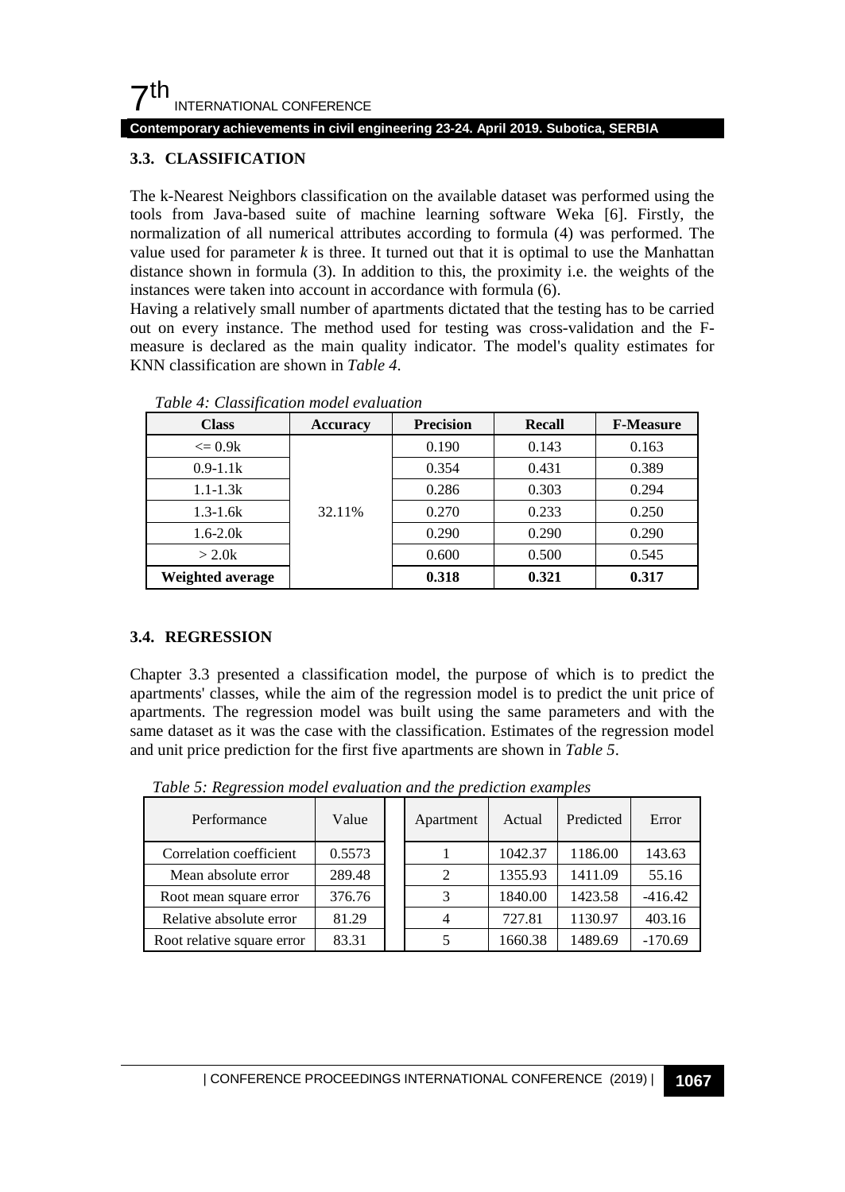### 3.3. CLASSIFICATION

The k-Nearest Neighbors classification on the available dataset was performed using the tools from Java-based suite of machine learning software Weka [6]. Firstly, the normalization of all numerical attributes according to formula (4) was performed. The value used for parameter $k$ is three. It turned out that it is optimal to use the Manhattan distance shown in formula (3). In addition to this, the proximity i.e. the weights of the instances were taken into account in accordance with formula (6).
Having a relatively small number of apartments dictated that the testing has to be carried out on every instance. The method used for testing was cross-validation and the F-measure is declared as the main quality indicator. The model's quality estimates for KNN classification are shown in *Table 4*.

*Table 4: Classification model evaluation*

| Class | Accuracy | Precision | Recall | F-Measure |
|---|---|---|---|---|
| <= 0.9k | 32.11% | 0.190 | 0.143 | 0.163 |
| 0.9-1.1k | | 0.354 | 0.431 | 0.389 |
| 1.1-1.3k | | 0.286 | 0.303 | 0.294 |
| 1.3-1.6k | | 0.270 | 0.233 | 0.250 |
| 1.6-2.0k | | 0.290 | 0.290 | 0.290 |
| > 2.0k | | 0.600 | 0.500 | 0.545 |
| **Weighted average** | | **0.318** | **0.321** | **0.317** |

### 3.4. REGRESSION

Chapter 3.3 presented a classification model, the purpose of which is to predict the apartments' classes, while the aim of the regression model is to predict the unit price of apartments. The regression model was built using the same parameters and with the same dataset as it was the case with the classification. Estimates of the regression model and unit price prediction for the first five apartments are shown in *Table 5*.

*Table 5: Regression model evaluation and the prediction examples*

| Performance | Value | | Apartment | Actual | Predicted | Error |
|---|---|---|---|---|---|---|
| Correlation coefficient | 0.5573 | | 1 | 1042.37 | 1186.00 | 143.63 |
| Mean absolute error | 289.48 | | 2 | 1355.93 | 1411.09 | 55.16 |
| Root mean square error | 376.76 | | 3 | 1840.00 | 1423.58 | -416.42 |
| Relative absolute error | 81.29 | | 4 | 727.81 | 1130.97 | 403.16 |
| Root relative square error | 83.31 | | 5 | 1660.38 | 1489.69 | -170.69 |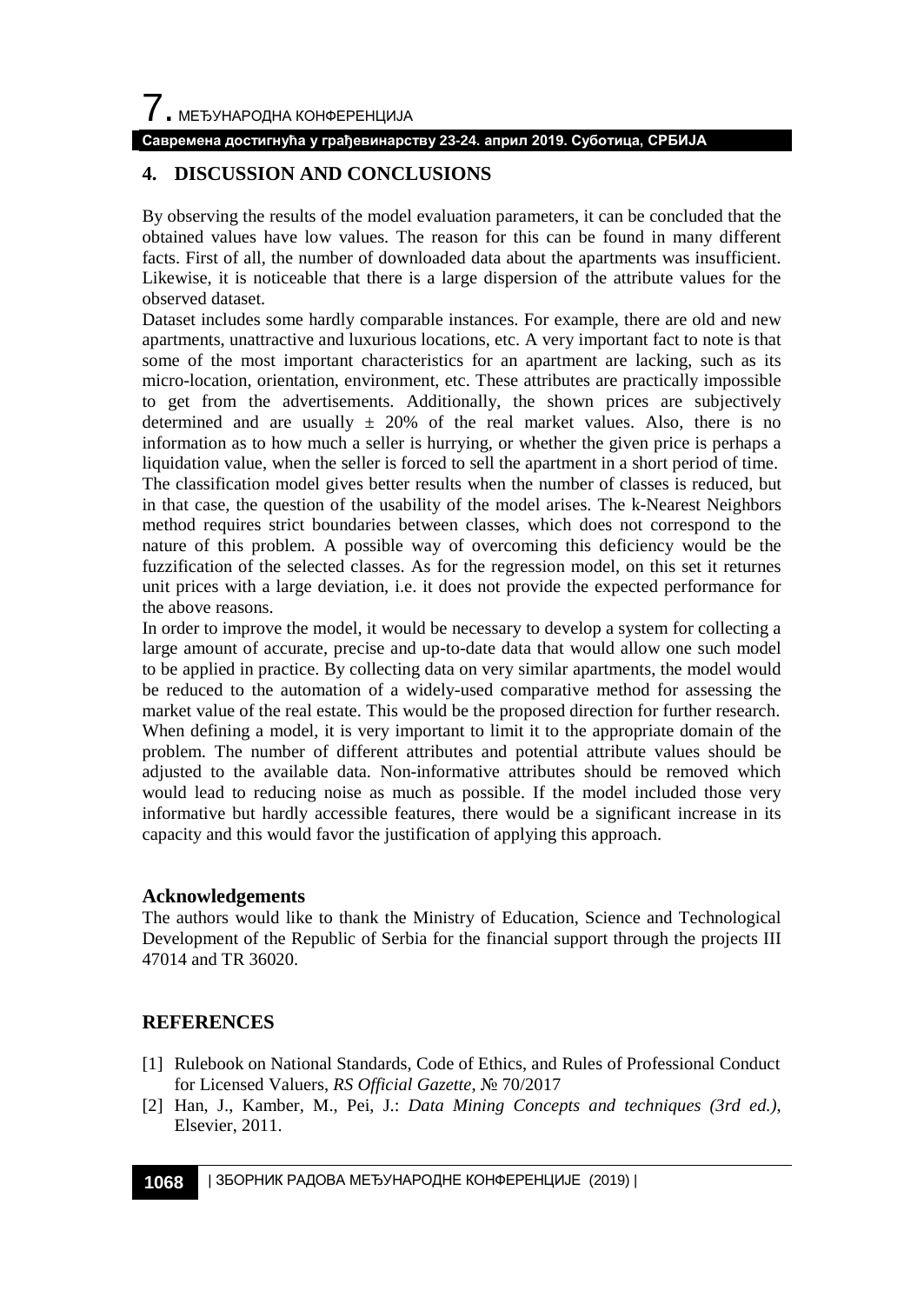## 4. DISCUSSION AND CONCLUSIONS

By observing the results of the model evaluation parameters, it can be concluded that the obtained values have low values. The reason for this can be found in many different facts. First of all, the number of downloaded data about the apartments was insufficient. Likewise, it is noticeable that there is a large dispersion of the attribute values for the observed dataset.

Dataset includes some hardly comparable instances. For example, there are old and new apartments, unattractive and luxurious locations, etc. A very important fact to note is that some of the most important characteristics for an apartment are lacking, such as its micro-location, orientation, environment, etc. These attributes are practically impossible to get from the advertisements. Additionally, the shown prices are subjectively determined and are usually ± 20% of the real market values. Also, there is no information as to how much a seller is hurrying, or whether the given price is perhaps a liquidation value, when the seller is forced to sell the apartment in a short period of time.

The classification model gives better results when the number of classes is reduced, but in that case, the question of the usability of the model arises. The k-Nearest Neighbors method requires strict boundaries between classes, which does not correspond to the nature of this problem. A possible way of overcoming this deficiency would be the fuzzification of the selected classes. As for the regression model, on this set it returnes unit prices with a large deviation, i.e. it does not provide the expected performance for the above reasons.

In order to improve the model, it would be necessary to develop a system for collecting a large amount of accurate, precise and up-to-date data that would allow one such model to be applied in practice. By collecting data on very similar apartments, the model would be reduced to the automation of a widely-used comparative method for assessing the market value of the real estate. This would be the proposed direction for further research. When defining a model, it is very important to limit it to the appropriate domain of the problem. The number of different attributes and potential attribute values should be adjusted to the available data. Non-informative attributes should be removed which would lead to reducing noise as much as possible. If the model included those very informative but hardly accessible features, there would be a significant increase in its capacity and this would favor the justification of applying this approach.

### Acknowledgements

The authors would like to thank the Ministry of Education, Science and Technological Development of the Republic of Serbia for the financial support through the projects III 47014 and TR 36020.

## REFERENCES

[1] Rulebook on National Standards, Code of Ethics, and Rules of Professional Conduct for Licensed Valuers, *RS Official Gazette*, № 70/2017

[2] Han, J., Kamber, M., Pei, J.: *Data Mining Concepts and techniques (3rd ed.)*, Elsevier, 2011.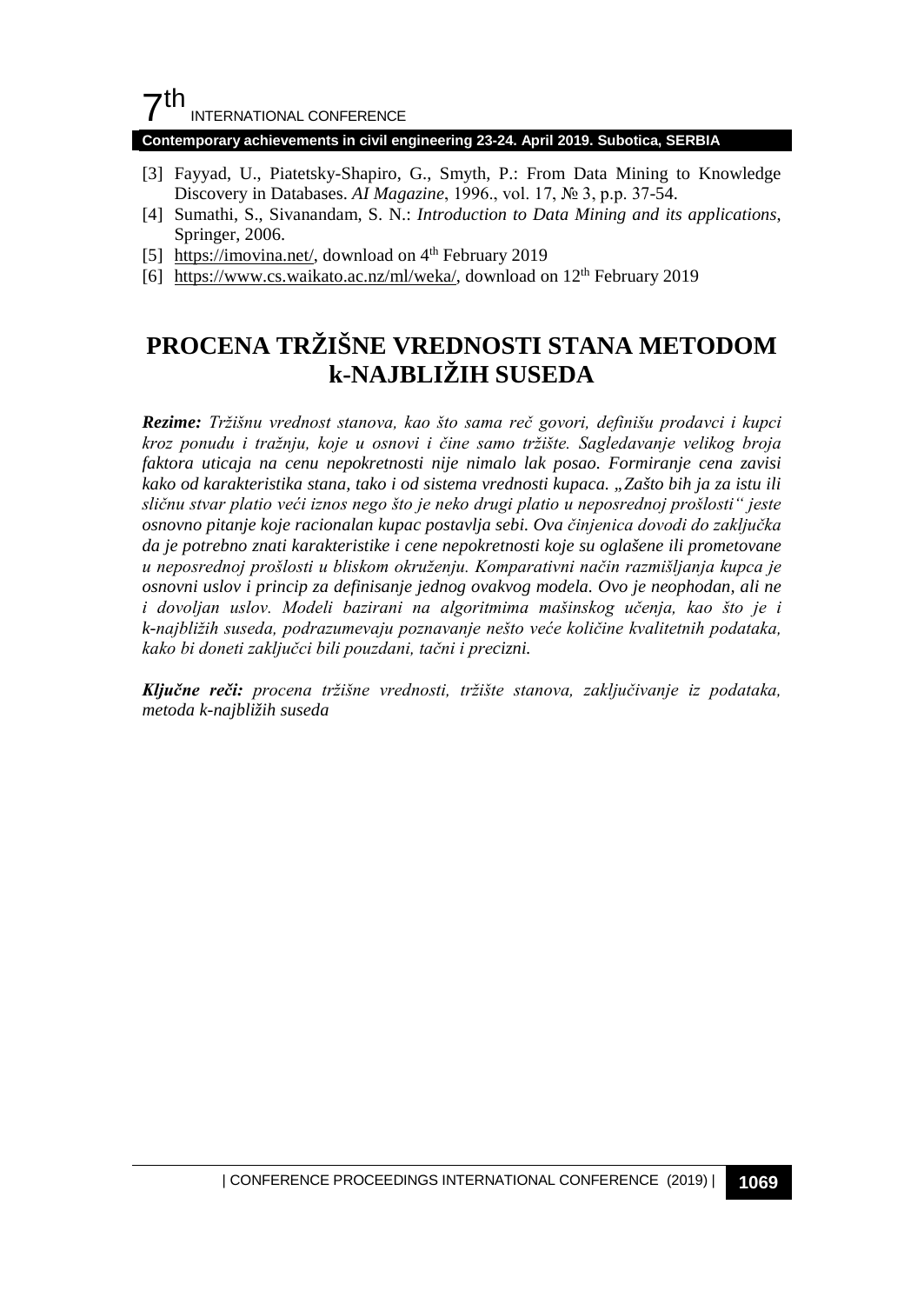[3] Fayyad, U., Piatetsky-Shapiro, G., Smyth, P.: From Data Mining to Knowledge Discovery in Databases. *AI Magazine*, 1996., vol. 17, № 3, p.p. 37-54.

[4] Sumathi, S., Sivanandam, S. N.: *Introduction to Data Mining and its applications*, Springer, 2006.

[5] https://imovina.net/, download on 4th February 2019

[6] https://www.cs.waikato.ac.nz/ml/weka/, download on 12th February 2019

# PROCENA TRŽIŠNE VREDNOSTI STANA METODOM k-NAJBLIŽIH SUSEDA

***Rezime:*** *Tržišnu vrednost stanova, kao što sama reč govori, definišu prodavci i kupci kroz ponudu i tražnju, koje u osnovi i čine samo tržište. Sagledavanje velikog broja faktora uticaja na cenu nepokretnosti nije nimalo lak posao. Formiranje cena zavisi kako od karakteristika stana, tako i od sistema vrednosti kupaca. „Zašto bih ja za istu ili sličnu stvar platio veći iznos nego što je neko drugi platio u neposrednoj prošlosti" jeste osnovno pitanje koje racionalan kupac postavlja sebi. Ova činjenica dovodi do zaključka da je potrebno znati karakteristike i cene nepokretnosti koje su oglašene ili prometovane u neposrednoj prošlosti u bliskom okruženju. Komparativni način razmišljanja kupca je osnovni uslov i princip za definisanje jednog ovakvog modela. Ovo je neophodan, ali ne i dovoljan uslov. Modeli bazirani na algoritmima mašinskog učenja, kao što je i k-najbližih suseda, podrazumevaju poznavanje nešto veće količine kvalitetnih podataka, kako bi doneti zaključci bili pouzdani, tačni i precizni.*

***Ključne reči:*** *procena tržišne vrednosti, tržište stanova, zaključivanje iz podataka, metoda k-najbližih suseda*